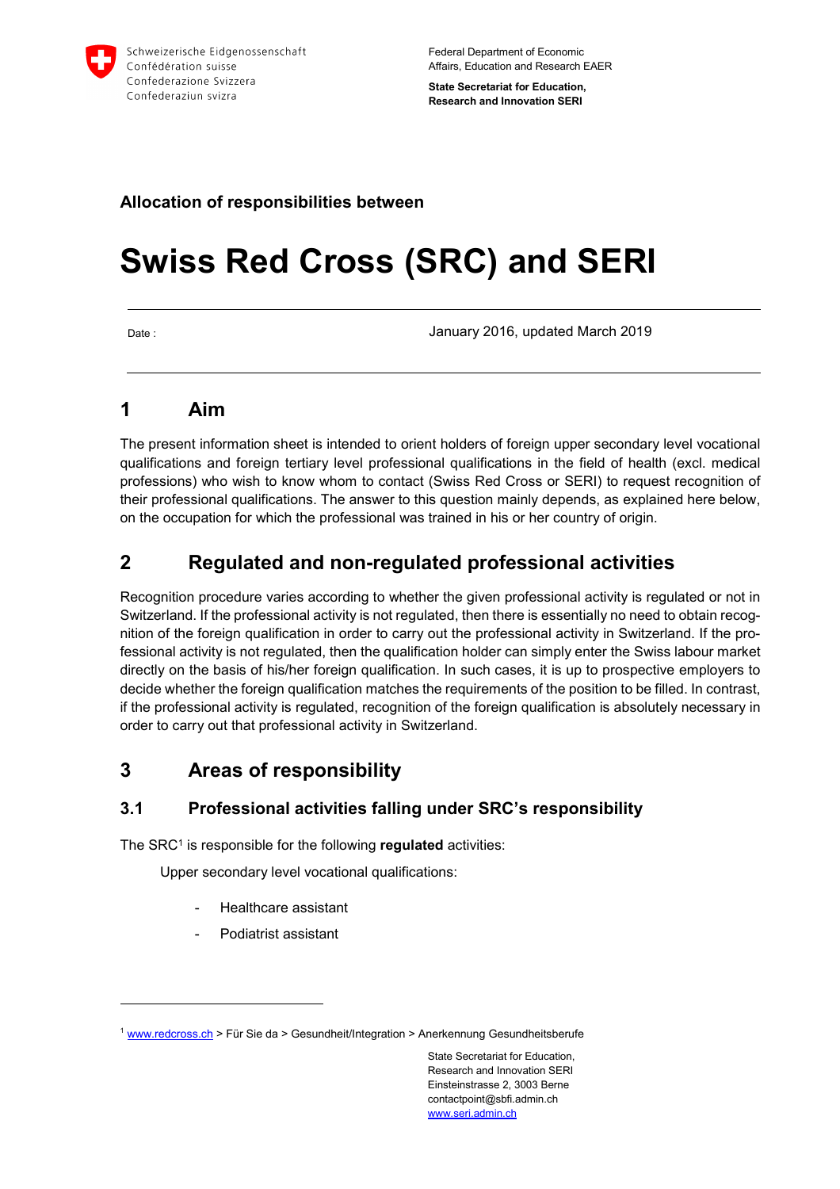Schweizerische Eidgenossenschaft
Confédération suisse
Confederazione Svizzera
Confederaziun svizra

Federal Department of Economic Affairs, Education and Research EAER

**State Secretariat for Education, Research and Innovation SERI**

**Allocation of responsibilities between**

# Swiss Red Cross (SRC) and SERI

| Date : | January 2016, updated March 2019 |
|---|---|

## 1 Aim

The present information sheet is intended to orient holders of foreign upper secondary level vocational qualifications and foreign tertiary level professional qualifications in the field of health (excl. medical professions) who wish to know whom to contact (Swiss Red Cross or SERI) to request recognition of their professional qualifications. The answer to this question mainly depends, as explained here below, on the occupation for which the professional was trained in his or her country of origin.

## 2 Regulated and non-regulated professional activities

Recognition procedure varies according to whether the given professional activity is regulated or not in Switzerland. If the professional activity is not regulated, then there is essentially no need to obtain recognition of the foreign qualification in order to carry out the professional activity in Switzerland. If the professional activity is not regulated, then the qualification holder can simply enter the Swiss labour market directly on the basis of his/her foreign qualification. In such cases, it is up to prospective employers to decide whether the foreign qualification matches the requirements of the position to be filled. In contrast, if the professional activity is regulated, recognition of the foreign qualification is absolutely necessary in order to carry out that professional activity in Switzerland.

## 3 Areas of responsibility

### 3.1 Professional activities falling under SRC's responsibility

The SRC[1] is responsible for the following **regulated** activities:

Upper secondary level vocational qualifications:

- Healthcare assistant
- Podiatrist assistant

[1] www.redcross.ch > Für Sie da > Gesundheit/Integration > Anerkennung Gesundheitsberufe

State Secretariat for Education, Research and Innovation SERI
Einsteinstrasse 2, 3003 Berne
contactpoint@sbfi.admin.ch
www.seri.admin.ch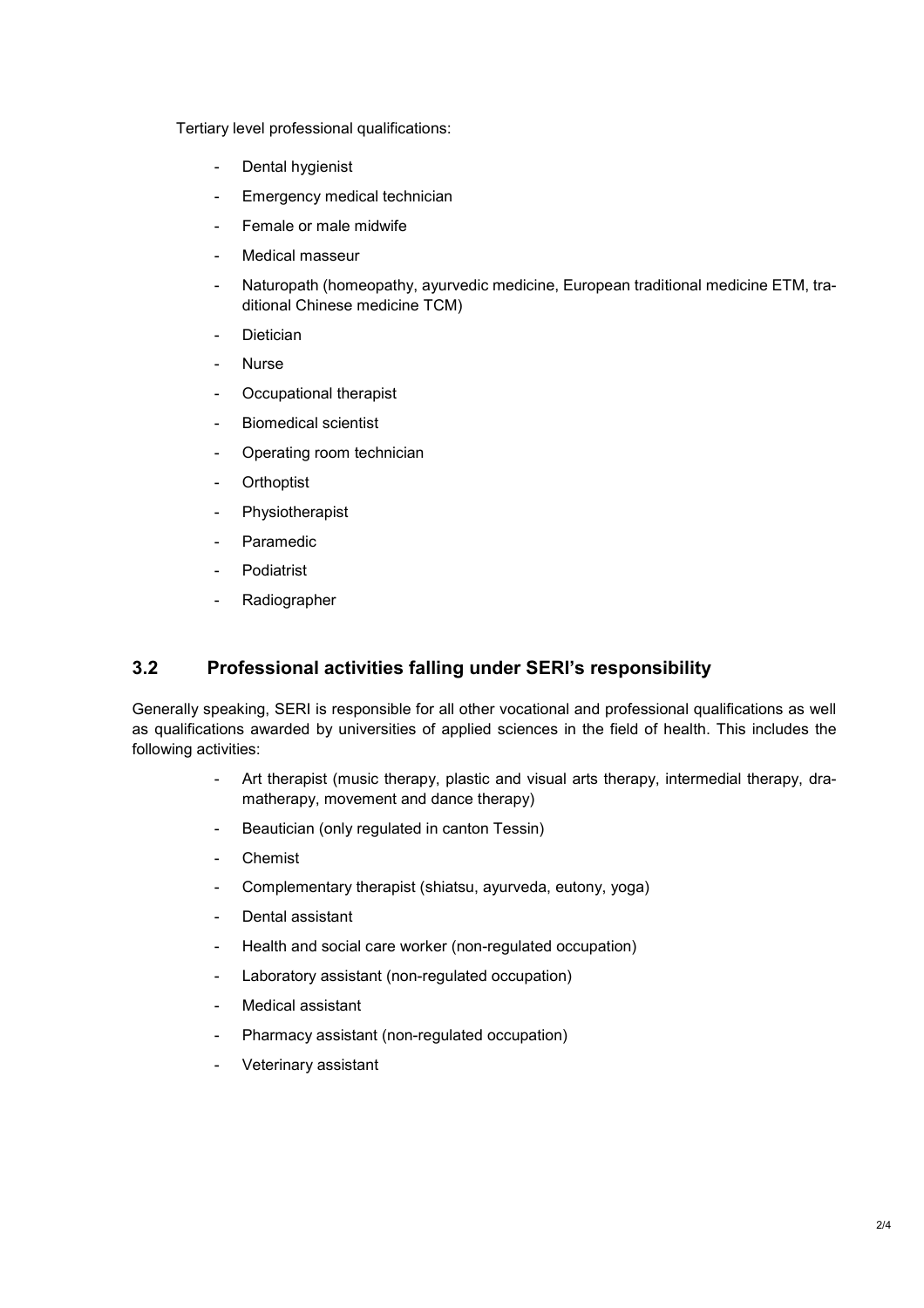Tertiary level professional qualifications:

- Dental hygienist
- Emergency medical technician
- Female or male midwife
- Medical masseur
- Naturopath (homeopathy, ayurvedic medicine, European traditional medicine ETM, traditional Chinese medicine TCM)
- Dietician
- Nurse
- Occupational therapist
- Biomedical scientist
- Operating room technician
- Orthoptist
- Physiotherapist
- Paramedic
- Podiatrist
- Radiographer

## 3.2 Professional activities falling under SERI's responsibility

Generally speaking, SERI is responsible for all other vocational and professional qualifications as well as qualifications awarded by universities of applied sciences in the field of health. This includes the following activities:

- Art therapist (music therapy, plastic and visual arts therapy, intermedial therapy, dramatherapy, movement and dance therapy)
- Beautician (only regulated in canton Tessin)
- Chemist
- Complementary therapist (shiatsu, ayurveda, eutony, yoga)
- Dental assistant
- Health and social care worker (non-regulated occupation)
- Laboratory assistant (non-regulated occupation)
- Medical assistant
- Pharmacy assistant (non-regulated occupation)
- Veterinary assistant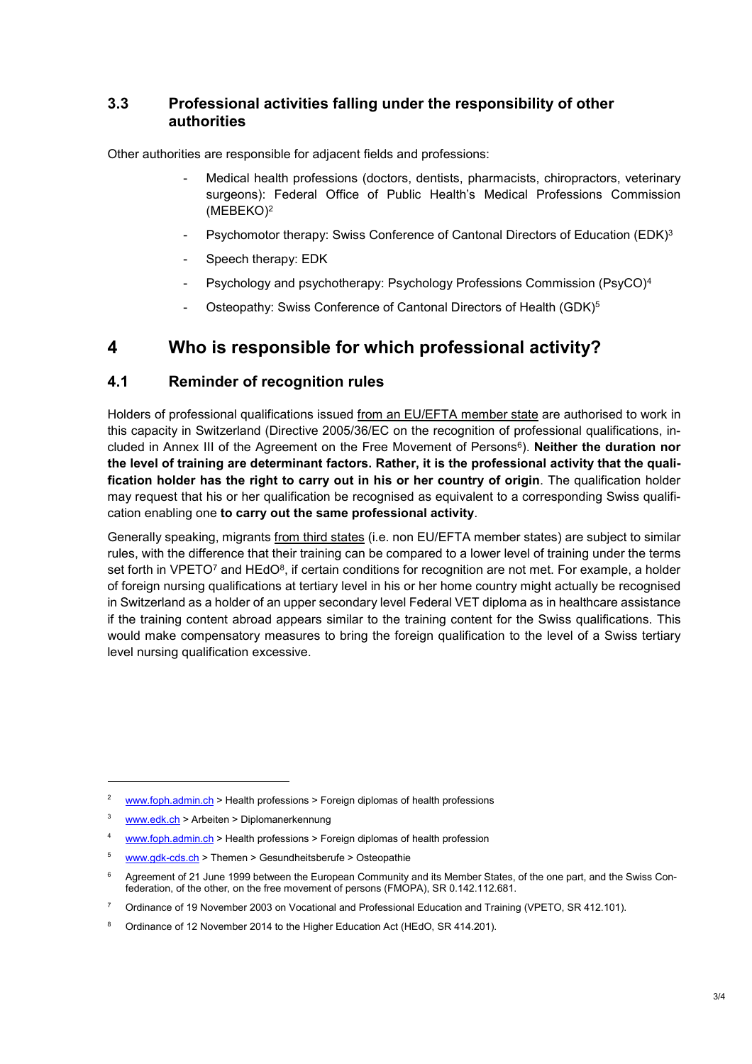### 3.3 Professional activities falling under the responsibility of other authorities

Other authorities are responsible for adjacent fields and professions:

- Medical health professions (doctors, dentists, pharmacists, chiropractors, veterinary surgeons): Federal Office of Public Health's Medical Professions Commission (MEBEKO)[2]
- Psychomotor therapy: Swiss Conference of Cantonal Directors of Education (EDK)[3]
- Speech therapy: EDK
- Psychology and psychotherapy: Psychology Professions Commission (PsyCO)[4]
- Osteopathy: Swiss Conference of Cantonal Directors of Health (GDK)[5]

## 4 Who is responsible for which professional activity?

### 4.1 Reminder of recognition rules

Holders of professional qualifications issued from an EU/EFTA member state are authorised to work in this capacity in Switzerland (Directive 2005/36/EC on the recognition of professional qualifications, included in Annex III of the Agreement on the Free Movement of Persons[6]). **Neither the duration nor the level of training are determinant factors. Rather, it is the professional activity that the qualification holder has the right to carry out in his or her country of origin**. The qualification holder may request that his or her qualification be recognised as equivalent to a corresponding Swiss qualification enabling one **to carry out the same professional activity**.

Generally speaking, migrants from third states (i.e. non EU/EFTA member states) are subject to similar rules, with the difference that their training can be compared to a lower level of training under the terms set forth in VPETO[7] and HEdO[8], if certain conditions for recognition are not met. For example, a holder of foreign nursing qualifications at tertiary level in his or her home country might actually be recognised in Switzerland as a holder of an upper secondary level Federal VET diploma as in healthcare assistance if the training content abroad appears similar to the training content for the Swiss qualifications. This would make compensatory measures to bring the foreign qualification to the level of a Swiss tertiary level nursing qualification excessive.

---

[2] www.foph.admin.ch > Health professions > Foreign diplomas of health professions

[3] www.edk.ch > Arbeiten > Diplomanerkennung

[4] www.foph.admin.ch > Health professions > Foreign diplomas of health profession

[5] www.gdk-cds.ch > Themen > Gesundheitsberufe > Osteopathie

[6] Agreement of 21 June 1999 between the European Community and its Member States, of the one part, and the Swiss Confederation, of the other, on the free movement of persons (FMOPA), SR 0.142.112.681.

[7] Ordinance of 19 November 2003 on Vocational and Professional Education and Training (VPETO, SR 412.101).

[8] Ordinance of 12 November 2014 to the Higher Education Act (HEdO, SR 414.201).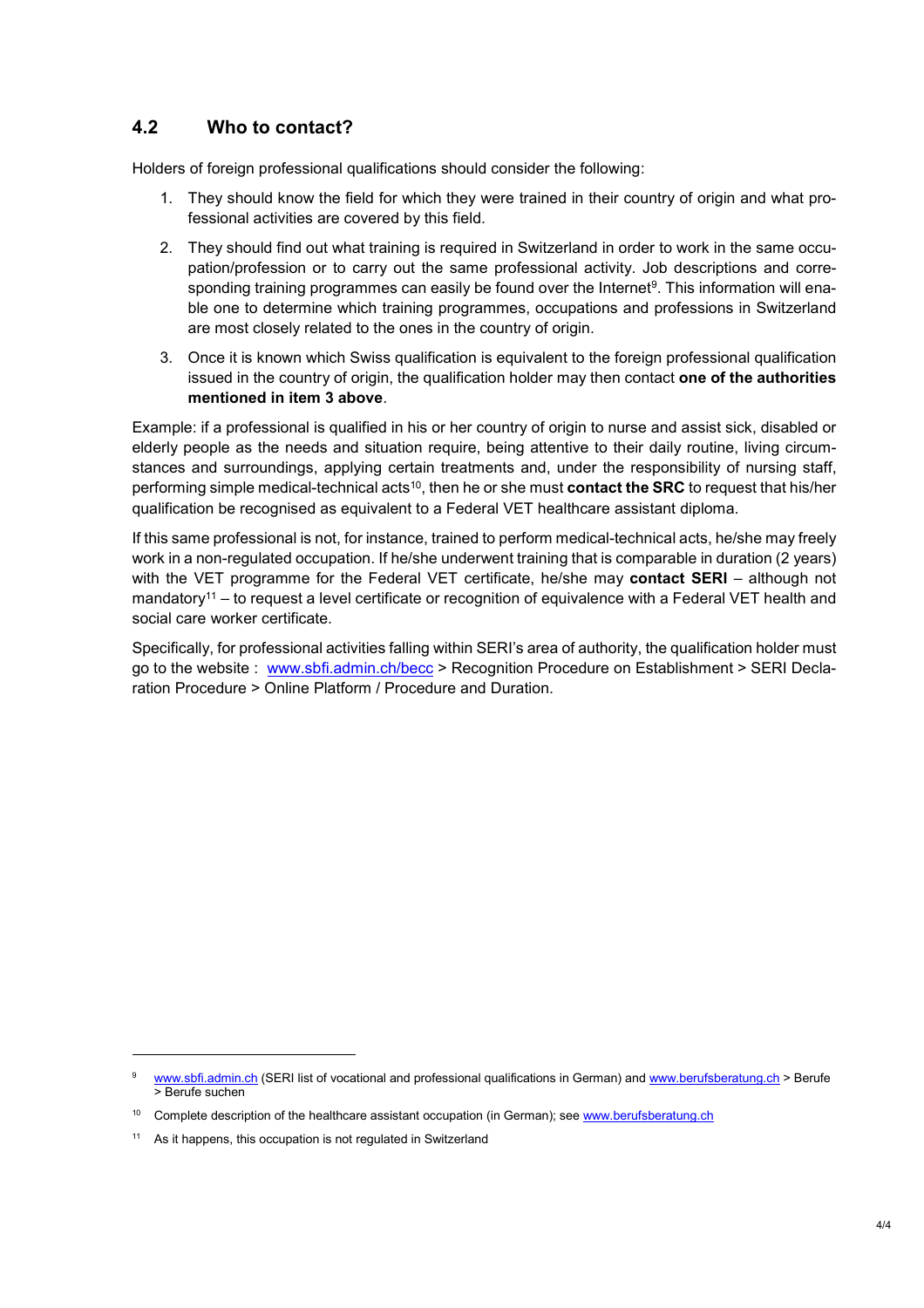## 4.2 Who to contact?

Holders of foreign professional qualifications should consider the following:

1. They should know the field for which they were trained in their country of origin and what professional activities are covered by this field.
2. They should find out what training is required in Switzerland in order to work in the same occupation/profession or to carry out the same professional activity. Job descriptions and corresponding training programmes can easily be found over the Internet[9]. This information will enable one to determine which training programmes, occupations and professions in Switzerland are most closely related to the ones in the country of origin.
3. Once it is known which Swiss qualification is equivalent to the foreign professional qualification issued in the country of origin, the qualification holder may then contact **one of the authorities mentioned in item 3 above**.

Example: if a professional is qualified in his or her country of origin to nurse and assist sick, disabled or elderly people as the needs and situation require, being attentive to their daily routine, living circumstances and surroundings, applying certain treatments and, under the responsibility of nursing staff, performing simple medical-technical acts[10], then he or she must **contact the SRC** to request that his/her qualification be recognised as equivalent to a Federal VET healthcare assistant diploma.

If this same professional is not, for instance, trained to perform medical-technical acts, he/she may freely work in a non-regulated occupation. If he/she underwent training that is comparable in duration (2 years) with the VET programme for the Federal VET certificate, he/she may **contact SERI** – although not mandatory[11] – to request a level certificate or recognition of equivalence with a Federal VET health and social care worker certificate.

Specifically, for professional activities falling within SERI's area of authority, the qualification holder must go to the website : www.sbfi.admin.ch/becc > Recognition Procedure on Establishment > SERI Declaration Procedure > Online Platform / Procedure and Duration.

---

[9] www.sbfi.admin.ch (SERI list of vocational and professional qualifications in German) and www.berufsberatung.ch > Berufe > Berufe suchen

[10] Complete description of the healthcare assistant occupation (in German); see www.berufsberatung.ch

[11] As it happens, this occupation is not regulated in Switzerland